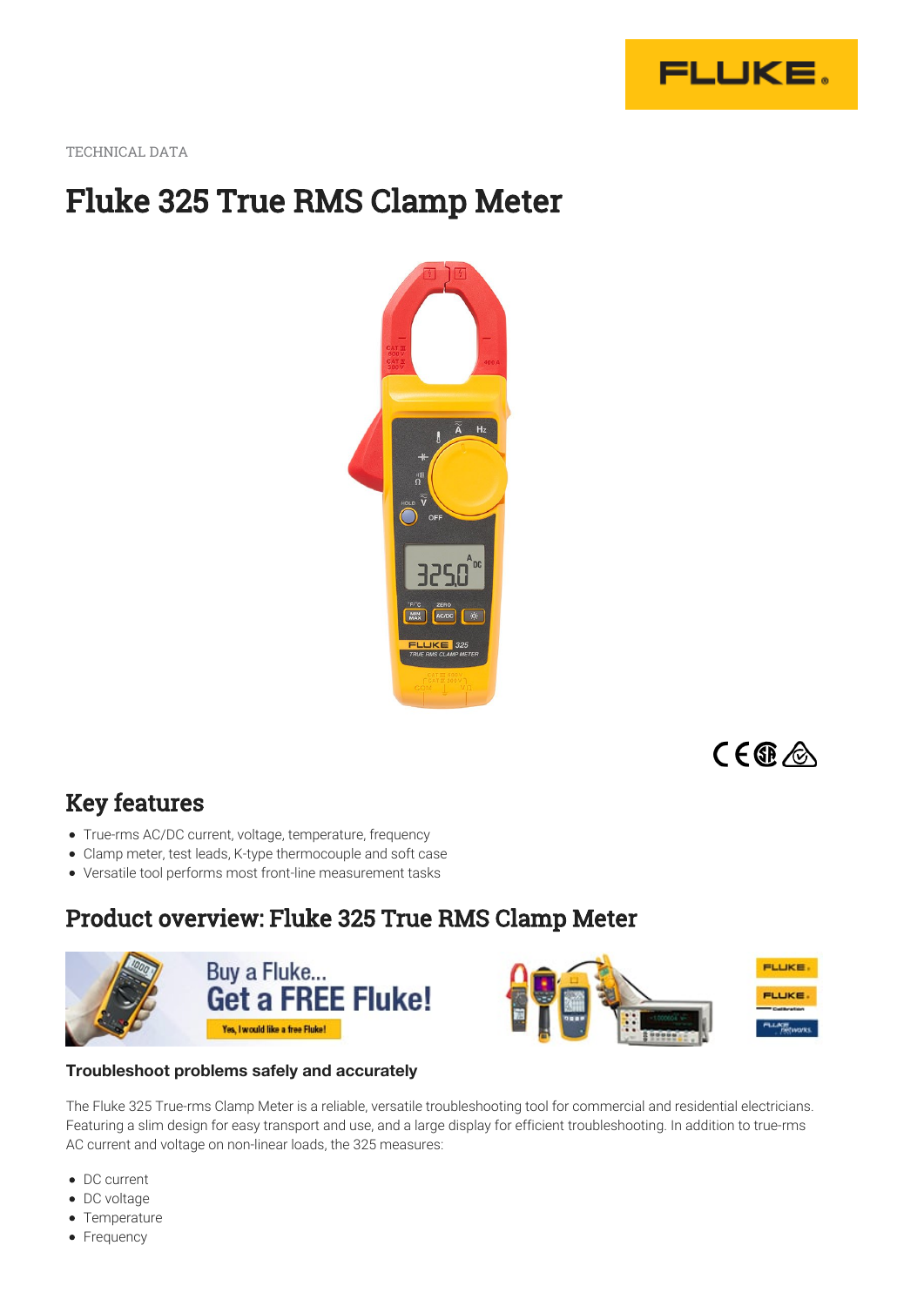TECHNICAL DATA

# Fluke 325 True RMS Clamp Meter

## Key features

- True-rms AC/DC current, voltage, temperature, frequency
- Clamp meter, test leads, K-type thermocouple and soft case
- Versatile tool performs most front-line measurement tasks

## Product overview: Fluke 325 True RMS Clamp Meter

### Troubleshoot problems safely and accurately

The Fluke 325 True-rms Clamp Meter is a reliable, versatile troubleshooting tool for commercial and residential electricians. Featuring a slim design for easy transport and use, and a large display for efficient troubleshooting. In addition to true-rms AC current and voltage on non-linear loads, the 325 measures:

- DC current
- DC voltage
- Temperature
- Frequency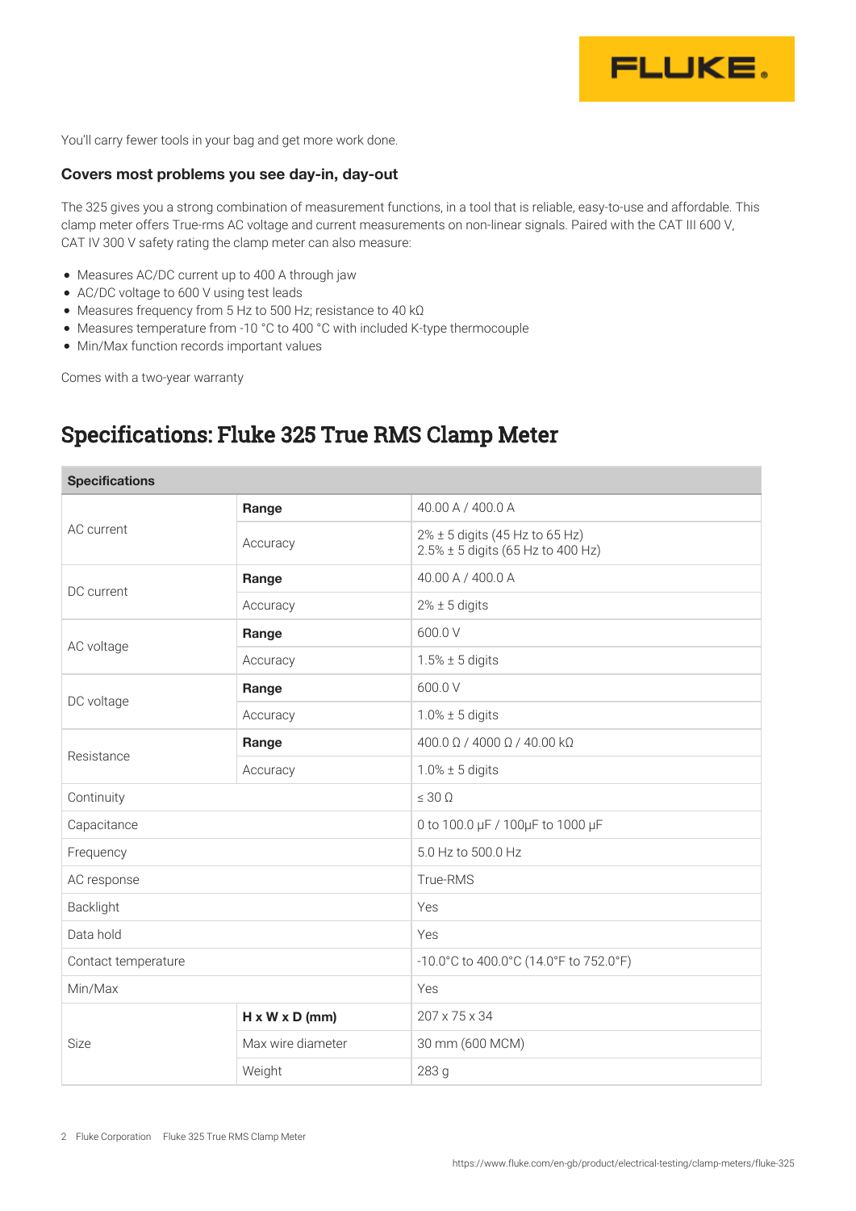You'll carry fewer tools in your bag and get more work done.

### Covers most problems you see day-in, day-out

The 325 gives you a strong combination of measurement functions, in a tool that is reliable, easy-to-use and affordable. This clamp meter offers True-rms AC voltage and current measurements on non-linear signals. Paired with the CAT III 600 V, CAT IV 300 V safety rating the clamp meter can also measure:

- Measures AC/DC current up to 400 A through jaw
- AC/DC voltage to 600 V using test leads
- Measures frequency from 5 Hz to 500 Hz; resistance to 40 kΩ
- Measures temperature from -10 °C to 400 °C with included K-type thermocouple
- Min/Max function records important values

Comes with a two-year warranty

## Specifications: Fluke 325 True RMS Clamp Meter

| **Specifications** | | |
|---|---|---|
| AC current | **Range** | 40.00 A / 400.0 A |
| | Accuracy | 2% ± 5 digits (45 Hz to 65 Hz)<br>2.5% ± 5 digits (65 Hz to 400 Hz) |
| DC current | **Range** | 40.00 A / 400.0 A |
| | Accuracy | 2% ± 5 digits |
| AC voltage | **Range** | 600.0 V |
| | Accuracy | 1.5% ± 5 digits |
| DC voltage | **Range** | 600.0 V |
| | Accuracy | 1.0% ± 5 digits |
| Resistance | **Range** | 400.0 Ω / 4000 Ω / 40.00 kΩ |
| | Accuracy | 1.0% ± 5 digits |
| Continuity | | ≤ 30 Ω |
| Capacitance | | 0 to 100.0 µF / 100µF to 1000 µF |
| Frequency | | 5.0 Hz to 500.0 Hz |
| AC response | | True-RMS |
| Backlight | | Yes |
| Data hold | | Yes |
| Contact temperature | | -10.0°C to 400.0°C (14.0°F to 752.0°F) |
| Min/Max | | Yes |
| Size | **H x W x D (mm)** | 207 x 75 x 34 |
| | Max wire diameter | 30 mm (600 MCM) |
| | Weight | 283 g |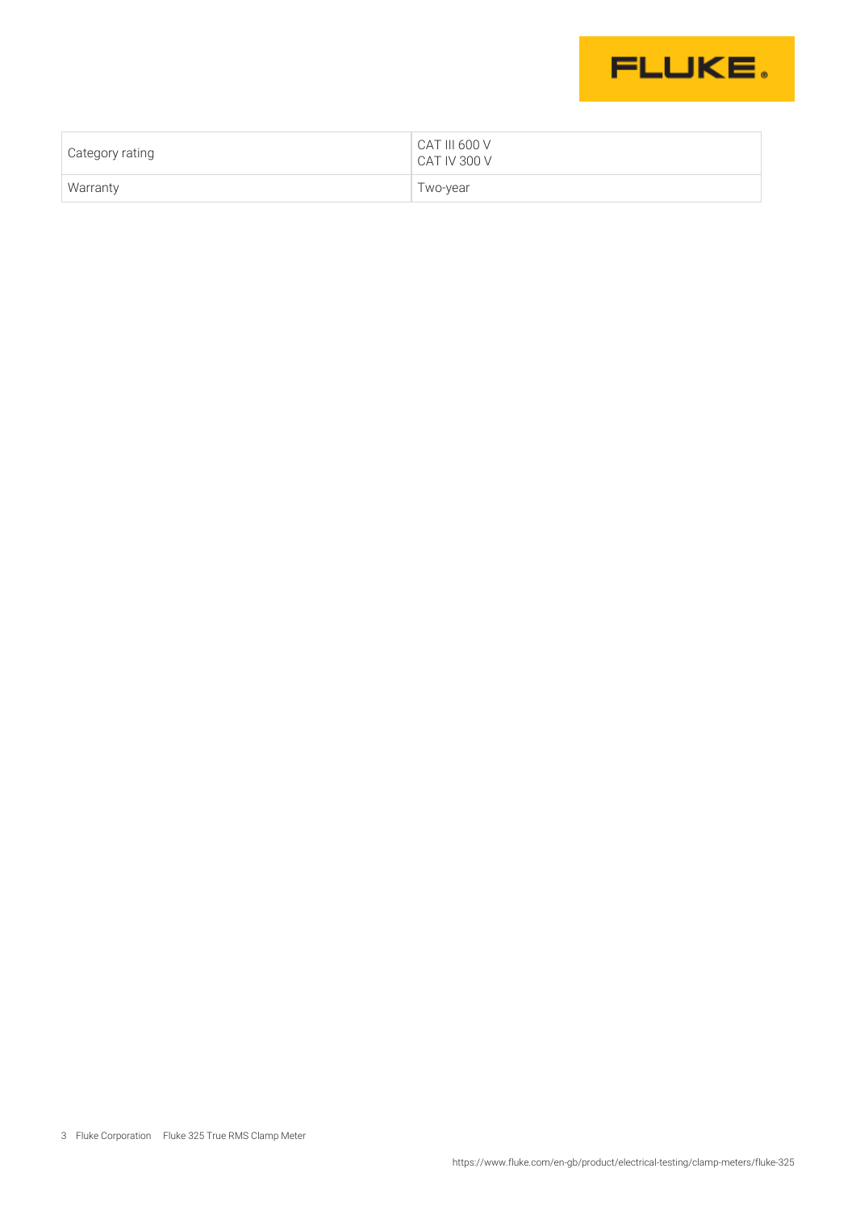| Category rating | CAT III 600 V<br>CAT IV 300 V |
| --- | --- |
| Warranty | Two-year |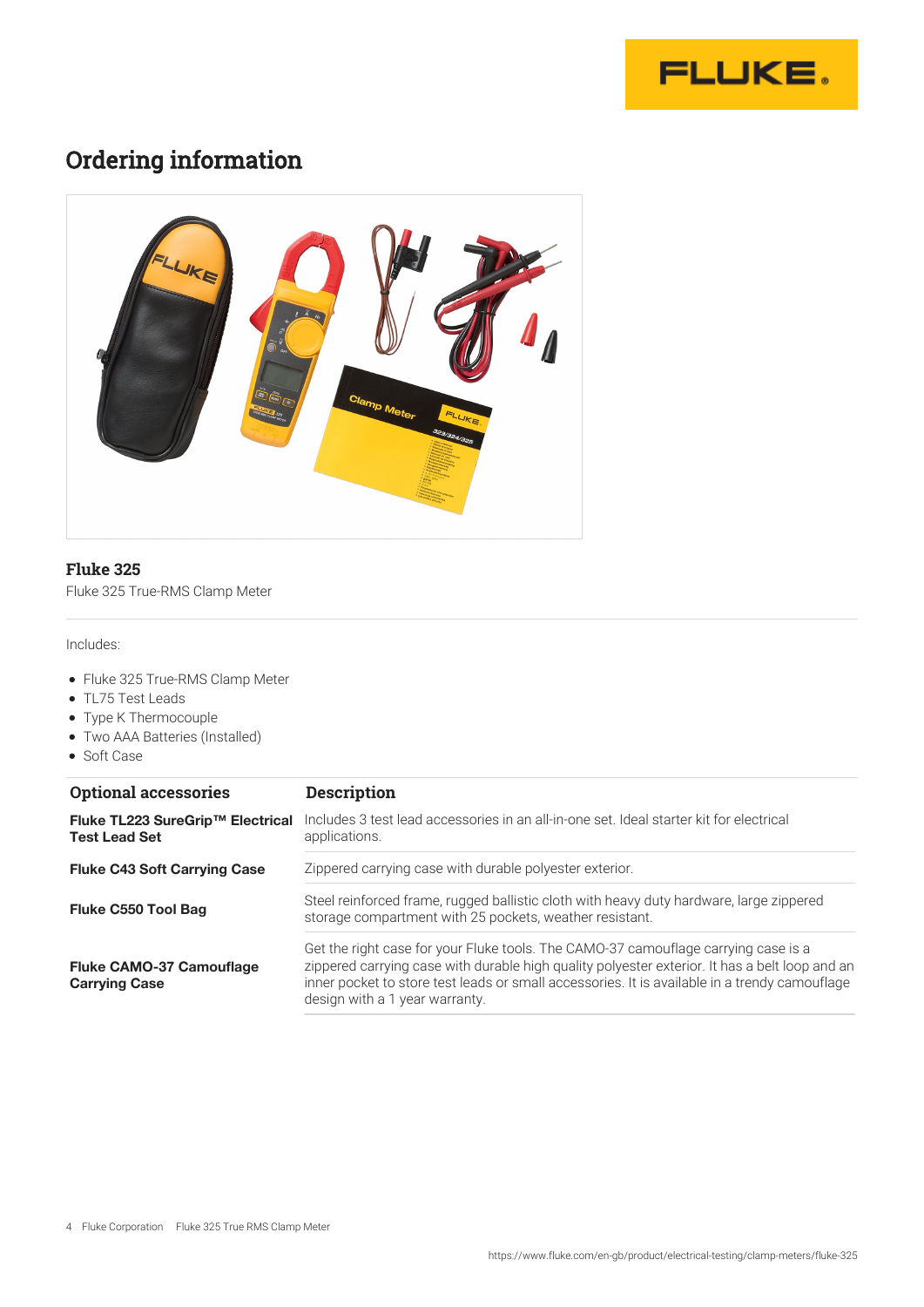## Ordering information

**Fluke 325**

Fluke 325 True-RMS Clamp Meter

Includes:

- Fluke 325 True-RMS Clamp Meter
- TL75 Test Leads
- Type K Thermocouple
- Two AAA Batteries (Installed)
- Soft Case

| Optional accessories | Description |
|---|---|
| **Fluke TL223 SureGrip™ Electrical Test Lead Set** | Includes 3 test lead accessories in an all-in-one set. Ideal starter kit for electrical applications. |
| **Fluke C43 Soft Carrying Case** | Zippered carrying case with durable polyester exterior. |
| **Fluke C550 Tool Bag** | Steel reinforced frame, rugged ballistic cloth with heavy duty hardware, large zippered storage compartment with 25 pockets, weather resistant. |
| **Fluke CAMO-37 Camouflage Carrying Case** | Get the right case for your Fluke tools. The CAMO-37 camouflage carrying case is a zippered carrying case with durable high quality polyester exterior. It has a belt loop and an inner pocket to store test leads or small accessories. It is available in a trendy camouflage design with a 1 year warranty. |